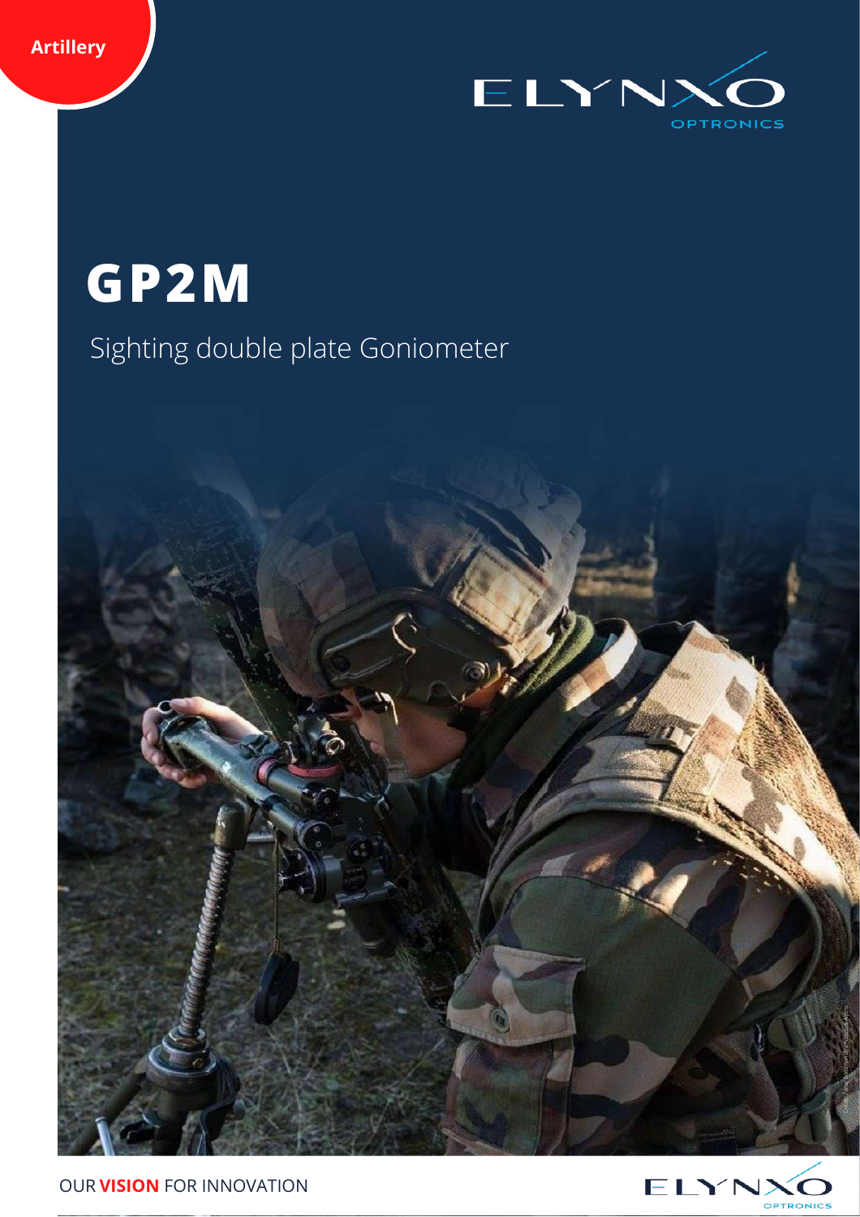Artillery

ELYNXO OPTRONICS

# GP2M

Sighting double plate Goniometer

OUR **VISION** FOR INNOVATION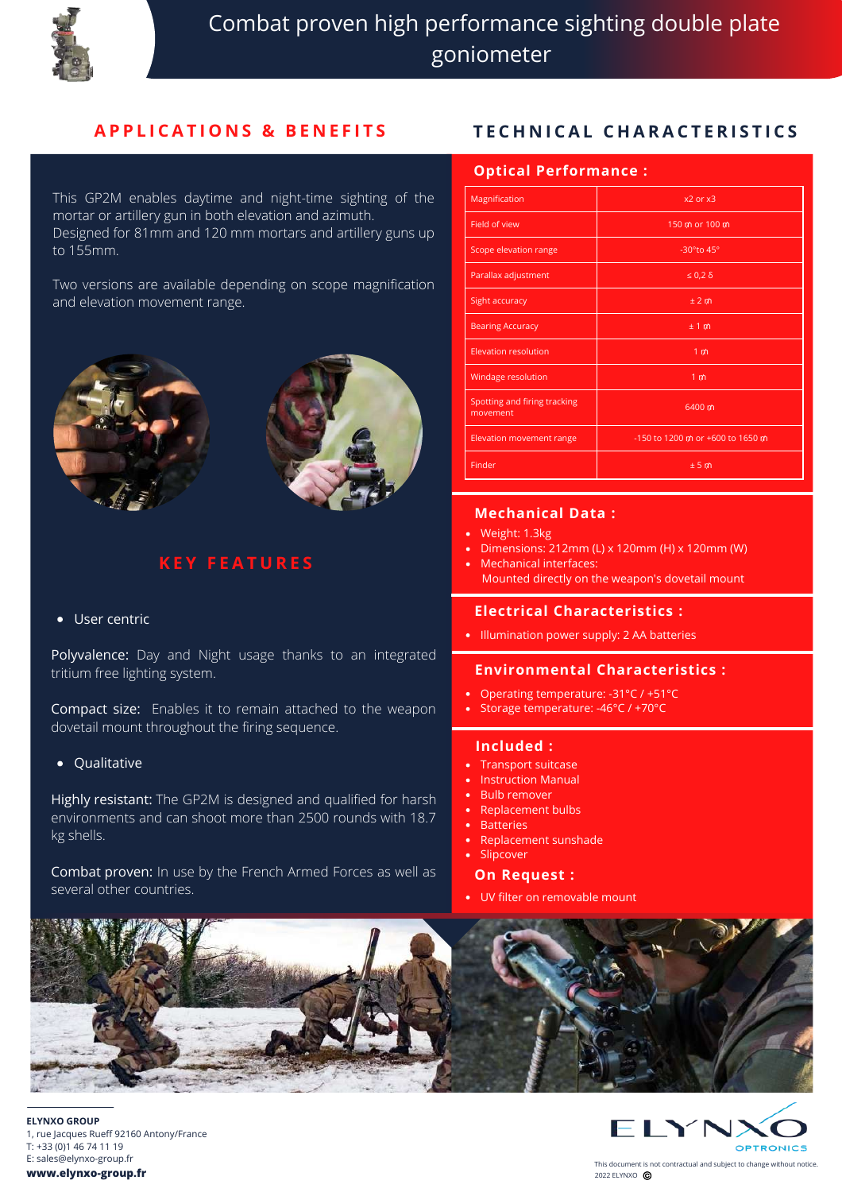# Combat proven high performance sighting double plate goniometer

## APPLICATIONS & BENEFITS

This GP2M enables daytime and night-time sighting of the mortar or artillery gun in both elevation and azimuth.
Designed for 81mm and 120 mm mortars and artillery guns up to 155mm.

Two versions are available depending on scope magnification and elevation movement range.

## KEY FEATURES

- User centric

**Polyvalence:** Day and Night usage thanks to an integrated tritium free lighting system.

**Compact size:** Enables it to remain attached to the weapon dovetail mount throughout the firing sequence.

- Qualitative

**Highly resistant:** The GP2M is designed and qualified for harsh environments and can shoot more than 2500 rounds with 18.7 kg shells.

**Combat proven:** In use by the French Armed Forces as well as several other countries.

## TECHNICAL CHARACTERISTICS

### Optical Performance :

| | |
|---|---|
| Magnification | x2 or x3 |
| Field of view | 150 ₥ or 100 ₥ |
| Scope elevation range | -30°to 45° |
| Parallax adjustment | ≤ 0,2 δ |
| Sight accuracy | ± 2 ₥ |
| Bearing Accuracy | ± 1 ₥ |
| Elevation resolution | 1 ₥ |
| Windage resolution | 1 ₥ |
| Spotting and firing tracking movement | 6400 ₥ |
| Elevation movement range | -150 to 1200 ₥ or +600 to 1650 ₥ |
| Finder | ± 5 ₥ |

### Mechanical Data :

- Weight: 1.3kg
- Dimensions: 212mm (L) x 120mm (H) x 120mm (W)
- Mechanical interfaces:
  Mounted directly on the weapon's dovetail mount

### Electrical Characteristics :

- Illumination power supply: 2 AA batteries

### Environmental Characteristics :

- Operating temperature: -31°C / +51°C
- Storage temperature: -46°C / +70°C

### Included :

- Transport suitcase
- Instruction Manual
- Bulb remover
- Replacement bulbs
- Batteries
- Replacement sunshade
- Slipcover

### On Request :

- UV filter on removable mount

**ELYNXO GROUP**
1, rue Jacques Rueff 92160 Antony/France
T: +33 (0)1 46 74 11 19
E: sales@elynxo-group.fr
**www.elynxo-group.fr**

ELYNXO OPTRONICS

This document is not contractual and subject to change without notice.
2022 ELYNXO ©